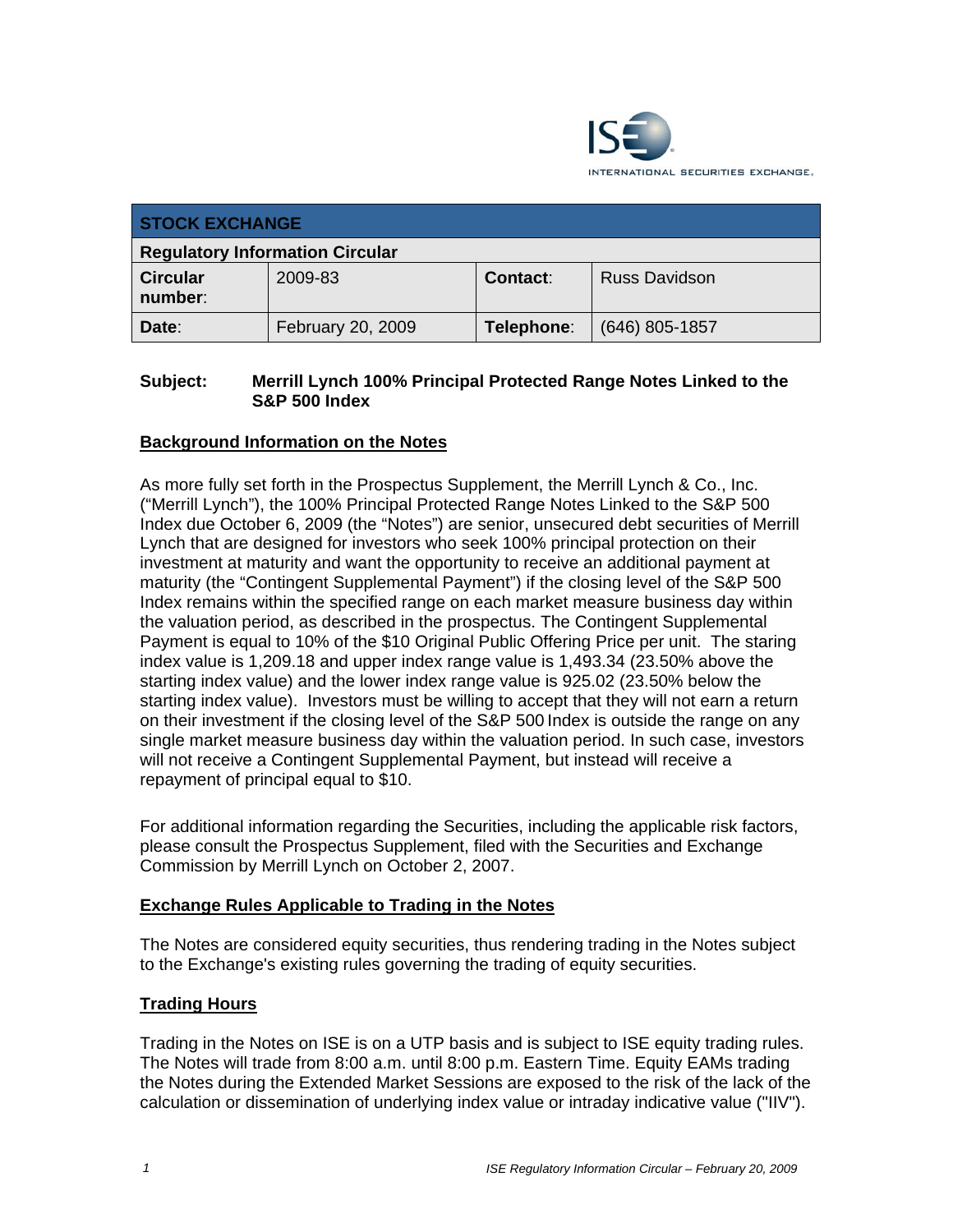INTERNATIONAL SECURITIES EXCHANGE.

| STOCK EXCHANGE | | | |
|---|---|---|---|
| **Regulatory Information Circular** | | | |
| **Circular number:** | 2009-83 | **Contact:** | Russ Davidson |
| **Date:** | February 20, 2009 | **Telephone:** | (646) 805-1857 |

**Subject: Merrill Lynch 100% Principal Protected Range Notes Linked to the S&P 500 Index**

## Background Information on the Notes

As more fully set forth in the Prospectus Supplement, the Merrill Lynch & Co., Inc. ("Merrill Lynch"), the 100% Principal Protected Range Notes Linked to the S&P 500 Index due October 6, 2009 (the "Notes") are senior, unsecured debt securities of Merrill Lynch that are designed for investors who seek 100% principal protection on their investment at maturity and want the opportunity to receive an additional payment at maturity (the "Contingent Supplemental Payment") if the closing level of the S&P 500 Index remains within the specified range on each market measure business day within the valuation period, as described in the prospectus. The Contingent Supplemental Payment is equal to 10% of the $10 Original Public Offering Price per unit. The staring index value is 1,209.18 and upper index range value is 1,493.34 (23.50% above the starting index value) and the lower index range value is 925.02 (23.50% below the starting index value). Investors must be willing to accept that they will not earn a return on their investment if the closing level of the S&P 500 Index is outside the range on any single market measure business day within the valuation period. In such case, investors will not receive a Contingent Supplemental Payment, but instead will receive a repayment of principal equal to $10.

For additional information regarding the Securities, including the applicable risk factors, please consult the Prospectus Supplement, filed with the Securities and Exchange Commission by Merrill Lynch on October 2, 2007.

## Exchange Rules Applicable to Trading in the Notes

The Notes are considered equity securities, thus rendering trading in the Notes subject to the Exchange's existing rules governing the trading of equity securities.

## Trading Hours

Trading in the Notes on ISE is on a UTP basis and is subject to ISE equity trading rules. The Notes will trade from 8:00 a.m. until 8:00 p.m. Eastern Time. Equity EAMs trading the Notes during the Extended Market Sessions are exposed to the risk of the lack of the calculation or dissemination of underlying index value or intraday indicative value ("IIV").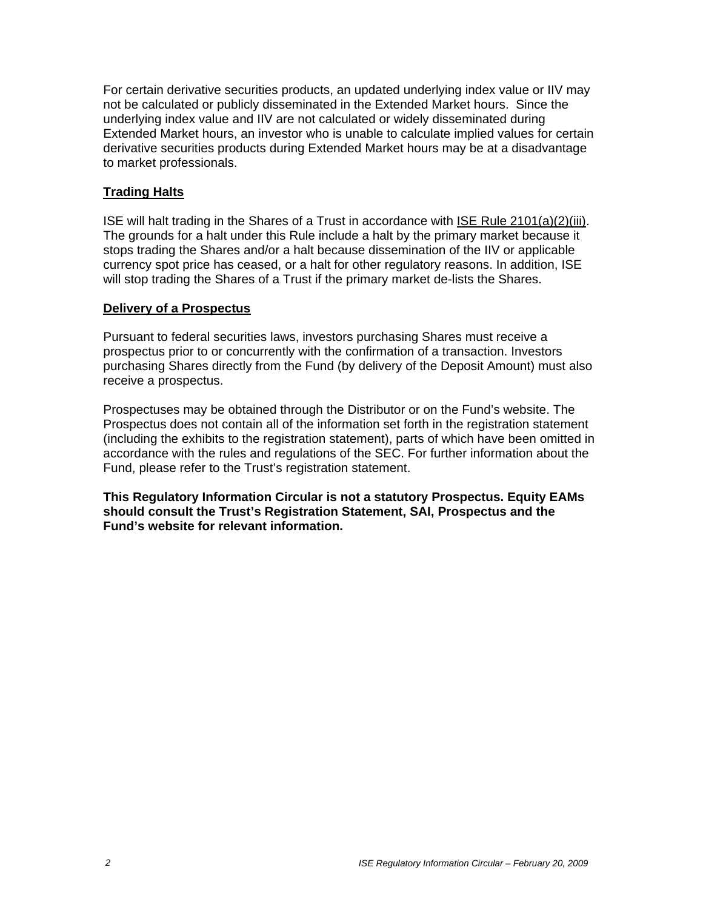For certain derivative securities products, an updated underlying index value or IIV may not be calculated or publicly disseminated in the Extended Market hours. Since the underlying index value and IIV are not calculated or widely disseminated during Extended Market hours, an investor who is unable to calculate implied values for certain derivative securities products during Extended Market hours may be at a disadvantage to market professionals.

**Trading Halts**

ISE will halt trading in the Shares of a Trust in accordance with ISE Rule 2101(a)(2)(iii). The grounds for a halt under this Rule include a halt by the primary market because it stops trading the Shares and/or a halt because dissemination of the IIV or applicable currency spot price has ceased, or a halt for other regulatory reasons. In addition, ISE will stop trading the Shares of a Trust if the primary market de-lists the Shares.

**Delivery of a Prospectus**

Pursuant to federal securities laws, investors purchasing Shares must receive a prospectus prior to or concurrently with the confirmation of a transaction. Investors purchasing Shares directly from the Fund (by delivery of the Deposit Amount) must also receive a prospectus.

Prospectuses may be obtained through the Distributor or on the Fund's website. The Prospectus does not contain all of the information set forth in the registration statement (including the exhibits to the registration statement), parts of which have been omitted in accordance with the rules and regulations of the SEC. For further information about the Fund, please refer to the Trust's registration statement.

**This Regulatory Information Circular is not a statutory Prospectus. Equity EAMs should consult the Trust's Registration Statement, SAI, Prospectus and the Fund's website for relevant information.**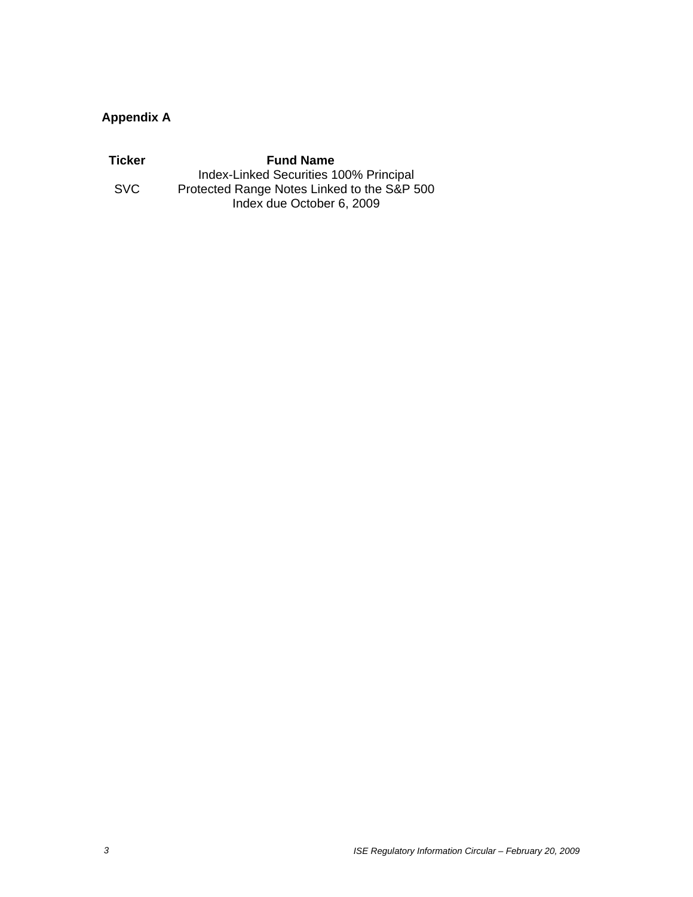## Appendix A

| Ticker | Fund Name |
|---|---|
| SVC | Index-Linked Securities 100% Principal Protected Range Notes Linked to the S&P 500 Index due October 6, 2009 |